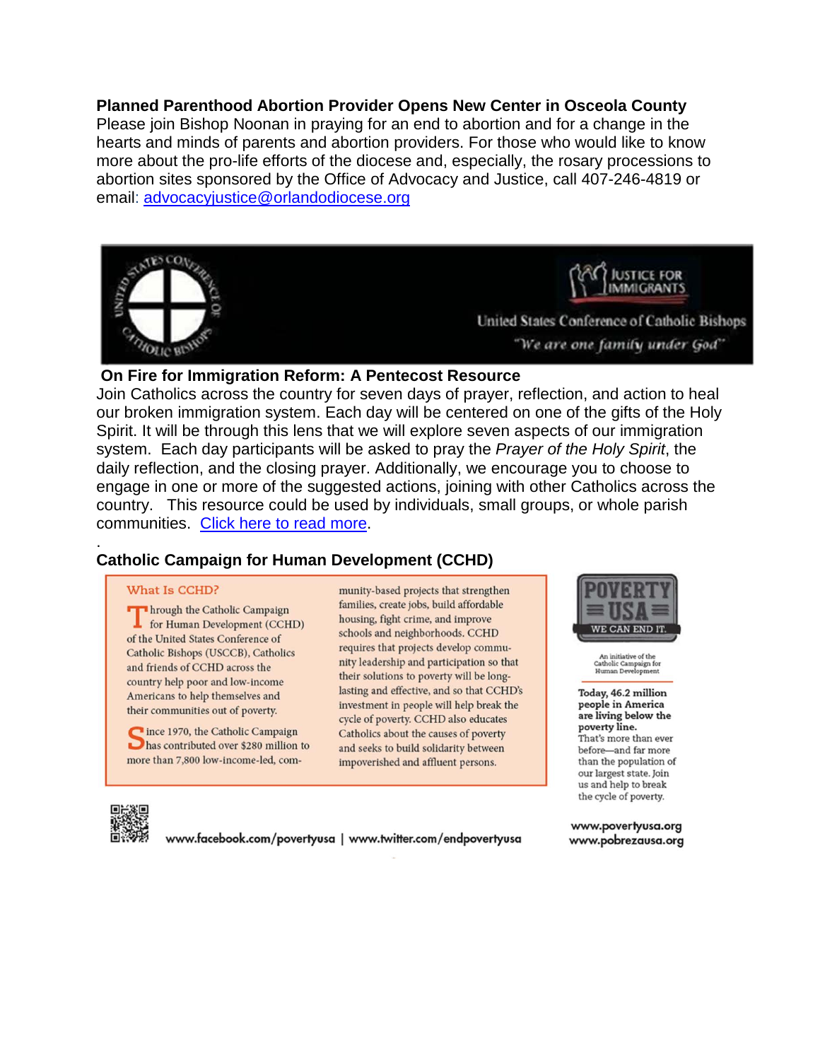**Planned Parenthood Abortion Provider Opens New Center in Osceola County**

Please join Bishop Noonan in praying for an end to abortion and for a change in the hearts and minds of parents and abortion providers. For those who would like to know more about the pro-life efforts of the diocese and, especially, the rosary processions to abortion sites sponsored by the Office of Advocacy and Justice, call 407-246-4819 or email: [advocacyjustice@orlandodiocese.org](mailto:advocacyjustice@orlandodiocese.org)

UNITED STATES CONFERENCE OF CATHOLIC BISHOPS

JUSTICE FOR IMMIGRANTS

United States Conference of Catholic Bishops

*"We are one family under God"*

**On Fire for Immigration Reform: A Pentecost Resource**

Join Catholics across the country for seven days of prayer, reflection, and action to heal our broken immigration system. Each day will be centered on one of the gifts of the Holy Spirit. It will be through this lens that we will explore seven aspects of our immigration system. Each day participants will be asked to pray the *Prayer of the Holy Spirit*, the daily reflection, and the closing prayer. Additionally, we encourage you to choose to engage in one or more of the suggested actions, joining with other Catholics across the country. This resource could be used by individuals, small groups, or whole parish communities. Click here to read more.

.

**Catholic Campaign for Human Development (CCHD)**

**What Is CCHD?**

Through the Catholic Campaign for Human Development (CCHD) of the United States Conference of Catholic Bishops (USCCB), Catholics and friends of CCHD across the country help poor and low-income Americans to help themselves and their communities out of poverty.

Since 1970, the Catholic Campaign has contributed over $280 million to more than 7,800 low-income-led, community-based projects that strengthen families, create jobs, build affordable housing, fight crime, and improve schools and neighborhoods. CCHD requires that projects develop community leadership and participation so that their solutions to poverty will be long-lasting and effective, and so that CCHD's investment in people will help break the cycle of poverty. CCHD also educates Catholics about the causes of poverty and seeks to build solidarity between impoverished and affluent persons.

POVERTY USA

WE CAN END IT.

An initiative of the Catholic Campaign for Human Development

**Today, 46.2 million people in America are living below the poverty line.** That's more than ever before—and far more than the population of our largest state. Join us and help to break the cycle of poverty.

www.facebook.com/povertyusa | www.twitter.com/endpovertyusa

www.povertyusa.org
www.pobrezausa.org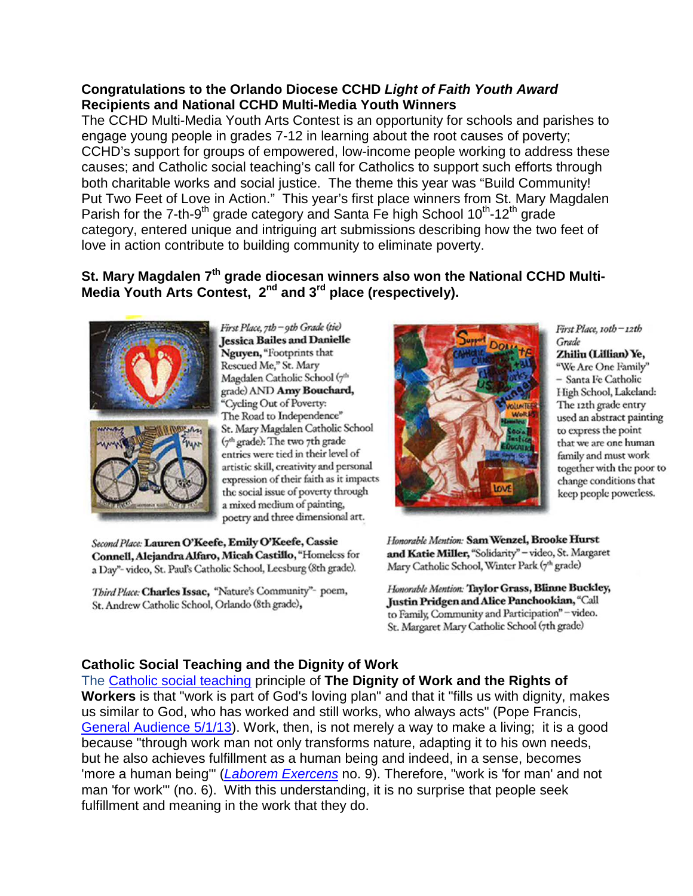**Congratulations to the Orlando Diocese CCHD *Light of Faith Youth Award* Recipients and National CCHD Multi-Media Youth Winners**

The CCHD Multi-Media Youth Arts Contest is an opportunity for schools and parishes to engage young people in grades 7-12 in learning about the root causes of poverty; CCHD's support for groups of empowered, low-income people working to address these causes; and Catholic social teaching's call for Catholics to support such efforts through both charitable works and social justice. The theme this year was "Build Community! Put Two Feet of Love in Action." This year's first place winners from St. Mary Magdalen Parish for the 7-th-9th grade category and Santa Fe high School 10th-12th grade category, entered unique and intriguing art submissions describing how the two feet of love in action contribute to building community to eliminate poverty.

**St. Mary Magdalen 7th grade diocesan winners also won the National CCHD Multi-Media Youth Arts Contest, 2nd and 3rd place (respectively).**

*First Place, 7th – 9th Grade (tie)* **Jessica Bailes and Danielle Nguyen,** "Footprints that Rescued Me," St. Mary Magdalen Catholic School (7th grade) AND **Amy Bouchard,** "Cycling Out of Poverty: The Road to Independence" St. Mary Magdalen Catholic School (7th grade): The two 7th grade entries were tied in their level of artistic skill, creativity and personal expression of their faith as it impacts the social issue of poverty through a mixed medium of painting, poetry and three dimensional art.

*First Place, 10th – 12th Grade* **Zhiliu (Lillian) Ye,** "We Are One Family" – Santa Fe Catholic High School, Lakeland: The 12th grade entry used an abstract painting to express the point that we are one human family and must work together with the poor to change conditions that keep people powerless.

*Second Place:* **Lauren O'Keefe, Emily O'Keefe, Cassie Connell, Alejandra Alfaro, Micah Castillo,** "Homeless for a Day"- video, St. Paul's Catholic School, Leesburg (8th grade).

*Third Place:* **Charles Issac,** "Nature's Community"- poem, St. Andrew Catholic School, Orlando (8th grade),

*Honorable Mention:* **Sam Wenzel, Brooke Hurst and Katie Miller,** "Solidarity" – video, St. Margaret Mary Catholic School, Winter Park (7th grade)

*Honorable Mention:* **Taylor Grass, Blinne Buckley, Justin Pridgen and Alice Panchookian,** "Call to Family, Community and Participation" – video. St. Margaret Mary Catholic School (7th grade)

**Catholic Social Teaching and the Dignity of Work**

The Catholic social teaching principle of **The Dignity of Work and the Rights of Workers** is that "work is part of God's loving plan" and that it "fills us with dignity, makes us similar to God, who has worked and still works, who always acts" (Pope Francis, General Audience 5/1/13). Work, then, is not merely a way to make a living; it is a good because "through work man not only transforms nature, adapting it to his own needs, but he also achieves fulfillment as a human being and indeed, in a sense, becomes 'more a human being'" (*Laborem Exercens* no. 9). Therefore, "work is 'for man' and not man 'for work'" (no. 6). With this understanding, it is no surprise that people seek fulfillment and meaning in the work that they do.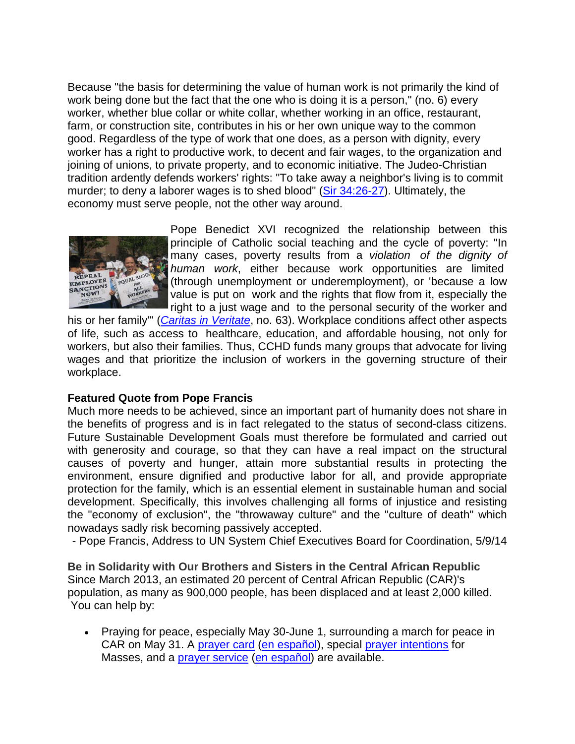Because "the basis for determining the value of human work is not primarily the kind of work being done but the fact that the one who is doing it is a person," (no. 6) every worker, whether blue collar or white collar, whether working in an office, restaurant, farm, or construction site, contributes in his or her own unique way to the common good. Regardless of the type of work that one does, as a person with dignity, every worker has a right to productive work, to decent and fair wages, to the organization and joining of unions, to private property, and to economic initiative. The Judeo-Christian tradition ardently defends workers' rights: "To take away a neighbor's living is to commit murder; to deny a laborer wages is to shed blood" (Sir 34:26-27). Ultimately, the economy must serve people, not the other way around.

Pope Benedict XVI recognized the relationship between this principle of Catholic social teaching and the cycle of poverty: "In many cases, poverty results from a *violation of the dignity of human work*, either because work opportunities are limited (through unemployment or underemployment), or 'because a low value is put on work and the rights that flow from it, especially the right to a just wage and to the personal security of the worker and his or her family'" (*Caritas in Veritate*, no. 63). Workplace conditions affect other aspects of life, such as access to healthcare, education, and affordable housing, not only for workers, but also their families. Thus, CCHD funds many groups that advocate for living wages and that prioritize the inclusion of workers in the governing structure of their workplace.

**Featured Quote from Pope Francis**

Much more needs to be achieved, since an important part of humanity does not share in the benefits of progress and is in fact relegated to the status of second-class citizens. Future Sustainable Development Goals must therefore be formulated and carried out with generosity and courage, so that they can have a real impact on the structural causes of poverty and hunger, attain more substantial results in protecting the environment, ensure dignified and productive labor for all, and provide appropriate protection for the family, which is an essential element in sustainable human and social development. Specifically, this involves challenging all forms of injustice and resisting the "economy of exclusion", the "throwaway culture" and the "culture of death" which nowadays sadly risk becoming passively accepted.

- Pope Francis, Address to UN System Chief Executives Board for Coordination, 5/9/14

**Be in Solidarity with Our Brothers and Sisters in the Central African Republic**

Since March 2013, an estimated 20 percent of Central African Republic (CAR)'s population, as many as 900,000 people, has been displaced and at least 2,000 killed. You can help by:

- Praying for peace, especially May 30-June 1, surrounding a march for peace in CAR on May 31. A prayer card (en español), special prayer intentions for Masses, and a prayer service (en español) are available.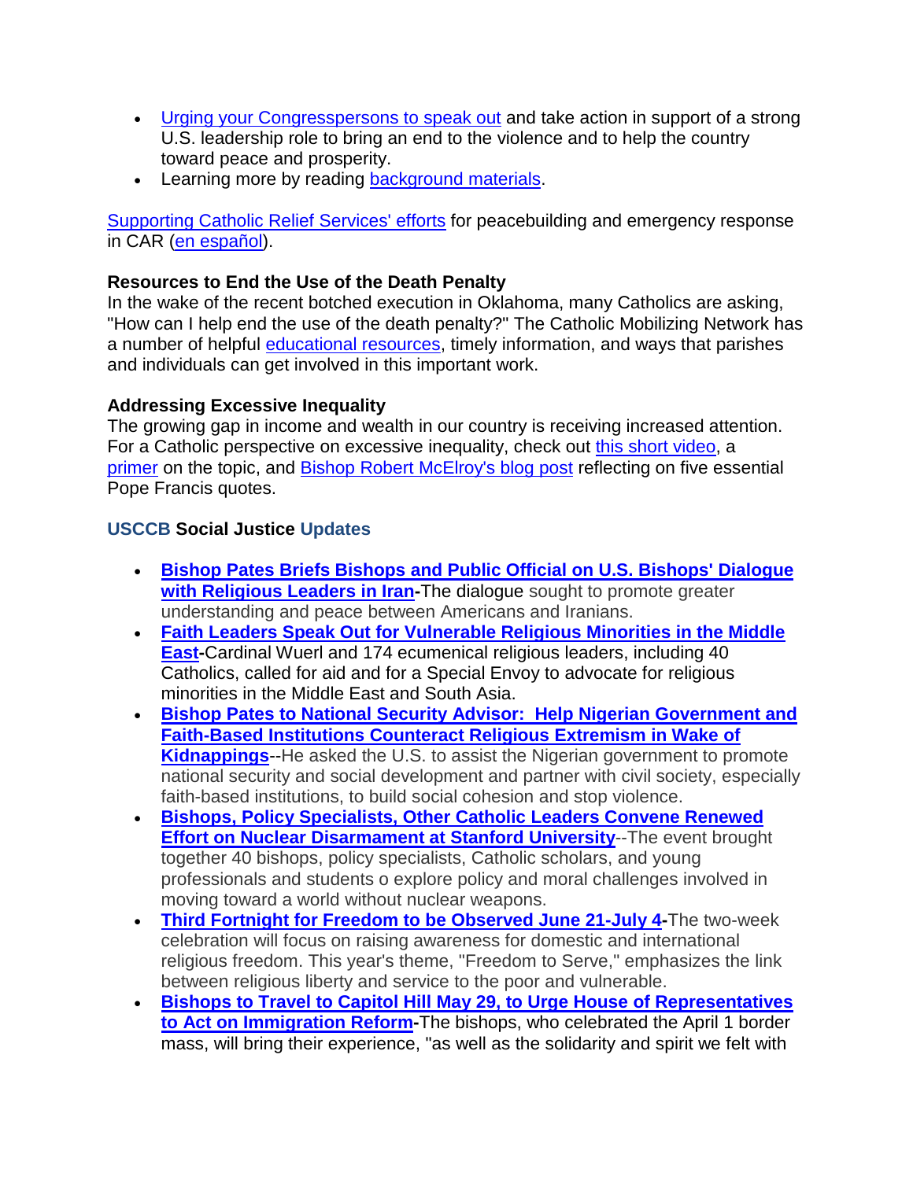- Urging your Congresspersons to speak out and take action in support of a strong U.S. leadership role to bring an end to the violence and to help the country toward peace and prosperity.
- Learning more by reading background materials.

Supporting Catholic Relief Services' efforts for peacebuilding and emergency response in CAR (en español).

**Resources to End the Use of the Death Penalty**
In the wake of the recent botched execution in Oklahoma, many Catholics are asking, "How can I help end the use of the death penalty?" The Catholic Mobilizing Network has a number of helpful educational resources, timely information, and ways that parishes and individuals can get involved in this important work.

**Addressing Excessive Inequality**
The growing gap in income and wealth in our country is receiving increased attention. For a Catholic perspective on excessive inequality, check out this short video, a primer on the topic, and Bishop Robert McElroy's blog post reflecting on five essential Pope Francis quotes.

### USCCB Social Justice Updates

- **Bishop Pates Briefs Bishops and Public Official on U.S. Bishops' Dialogue with Religious Leaders in Iran**-The dialogue sought to promote greater understanding and peace between Americans and Iranians.
- **Faith Leaders Speak Out for Vulnerable Religious Minorities in the Middle East**-Cardinal Wuerl and 174 ecumenical religious leaders, including 40 Catholics, called for aid and for a Special Envoy to advocate for religious minorities in the Middle East and South Asia.
- **Bishop Pates to National Security Advisor: Help Nigerian Government and Faith-Based Institutions Counteract Religious Extremism in Wake of Kidnappings**--He asked the U.S. to assist the Nigerian government to promote national security and social development and partner with civil society, especially faith-based institutions, to build social cohesion and stop violence.
- **Bishops, Policy Specialists, Other Catholic Leaders Convene Renewed Effort on Nuclear Disarmament at Stanford University**--The event brought together 40 bishops, policy specialists, Catholic scholars, and young professionals and students o explore policy and moral challenges involved in moving toward a world without nuclear weapons.
- **Third Fortnight for Freedom to be Observed June 21-July 4**-The two-week celebration will focus on raising awareness for domestic and international religious freedom. This year's theme, "Freedom to Serve," emphasizes the link between religious liberty and service to the poor and vulnerable.
- **Bishops to Travel to Capitol Hill May 29, to Urge House of Representatives to Act on Immigration Reform**-The bishops, who celebrated the April 1 border mass, will bring their experience, "as well as the solidarity and spirit we felt with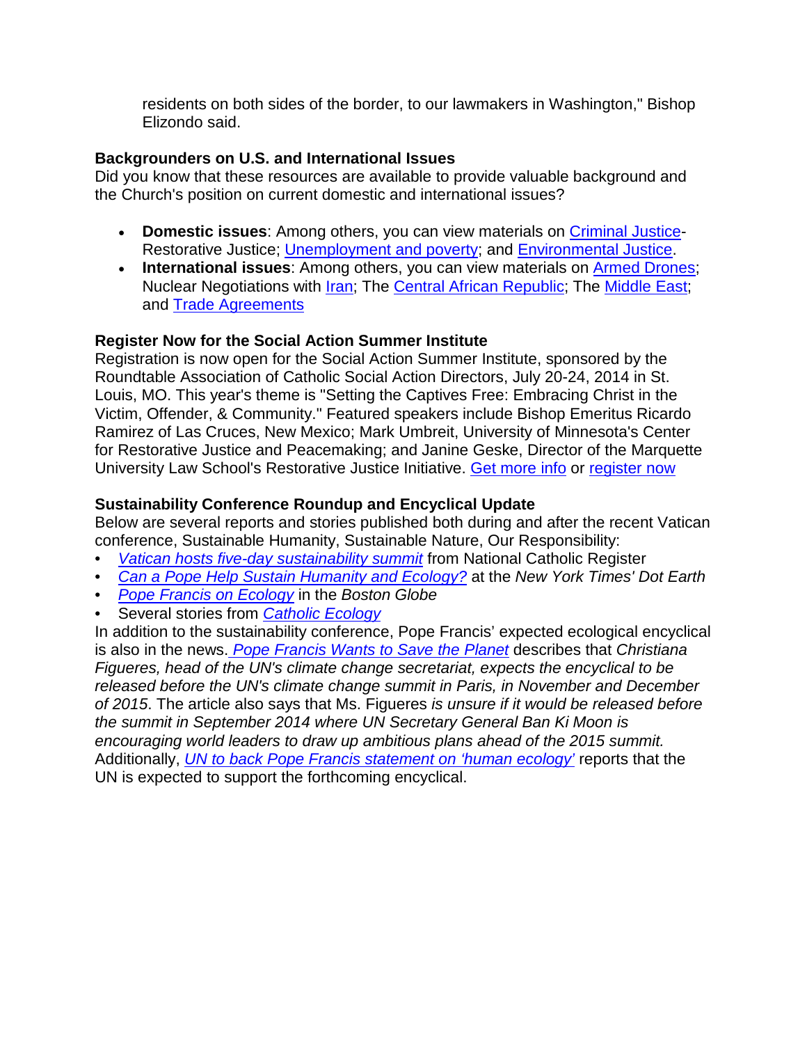residents on both sides of the border, to our lawmakers in Washington," Bishop Elizondo said.

**Backgrounders on U.S. and International Issues**
Did you know that these resources are available to provide valuable background and the Church's position on current domestic and international issues?

- **Domestic issues**: Among others, you can view materials on Criminal Justice-Restorative Justice; Unemployment and poverty; and Environmental Justice.
- **International issues**: Among others, you can view materials on Armed Drones; Nuclear Negotiations with Iran; The Central African Republic; The Middle East; and Trade Agreements

**Register Now for the Social Action Summer Institute**
Registration is now open for the Social Action Summer Institute, sponsored by the Roundtable Association of Catholic Social Action Directors, July 20-24, 2014 in St. Louis, MO. This year's theme is "Setting the Captives Free: Embracing Christ in the Victim, Offender, & Community." Featured speakers include Bishop Emeritus Ricardo Ramirez of Las Cruces, New Mexico; Mark Umbreit, University of Minnesota's Center for Restorative Justice and Peacemaking; and Janine Geske, Director of the Marquette University Law School's Restorative Justice Initiative. Get more info or register now

**Sustainability Conference Roundup and Encyclical Update**
Below are several reports and stories published both during and after the recent Vatican conference, Sustainable Humanity, Sustainable Nature, Our Responsibility:

- *Vatican hosts five-day sustainability summit* from National Catholic Register
- *Can a Pope Help Sustain Humanity and Ecology?* at the *New York Times' Dot Earth*
- *Pope Francis on Ecology* in the *Boston Globe*
- Several stories from *Catholic Ecology*

In addition to the sustainability conference, Pope Francis' expected ecological encyclical is also in the news. *Pope Francis Wants to Save the Planet* describes that *Christiana Figueres, head of the UN's climate change secretariat, expects the encyclical to be released before the UN's climate change summit in Paris, in November and December of 2015*. The article also says that Ms. Figueres *is unsure if it would be released before the summit in September 2014 where UN Secretary General Ban Ki Moon is encouraging world leaders to draw up ambitious plans ahead of the 2015 summit.* Additionally, *UN to back Pope Francis statement on 'human ecology'* reports that the UN is expected to support the forthcoming encyclical.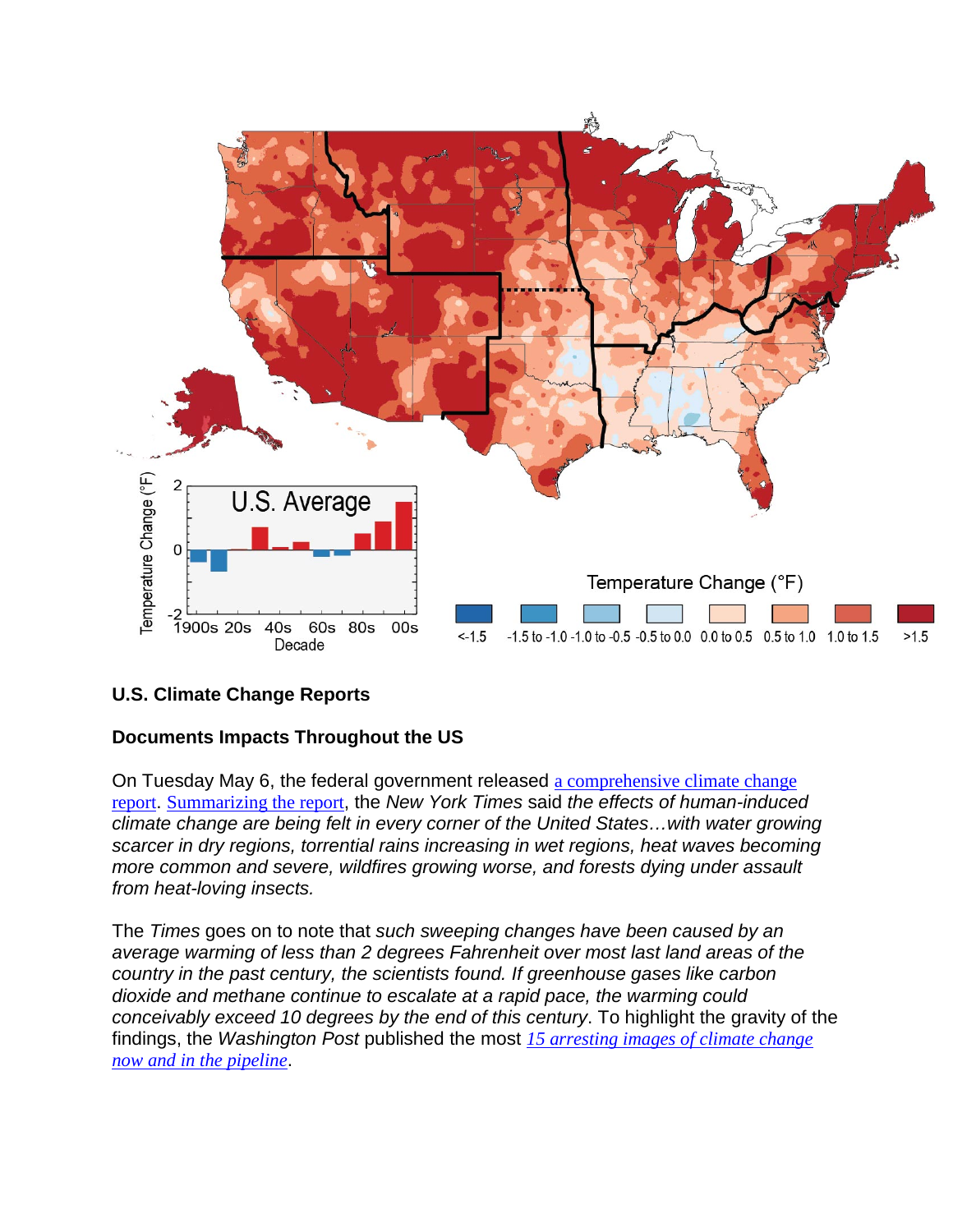**U.S. Climate Change Reports**

**Documents Impacts Throughout the US**

On Tuesday May 6, the federal government released a comprehensive climate change report. Summarizing the report, the *New York Times* said *the effects of human-induced climate change are being felt in every corner of the United States…with water growing scarcer in dry regions, torrential rains increasing in wet regions, heat waves becoming more common and severe, wildfires growing worse, and forests dying under assault from heat-loving insects.*

The *Times* goes on to note that *such sweeping changes have been caused by an average warming of less than 2 degrees Fahrenheit over most last land areas of the country in the past century, the scientists found. If greenhouse gases like carbon dioxide and methane continue to escalate at a rapid pace, the warming could conceivably exceed 10 degrees by the end of this century*. To highlight the gravity of the findings, the *Washington Post* published the most *15 arresting images of climate change now and in the pipeline*.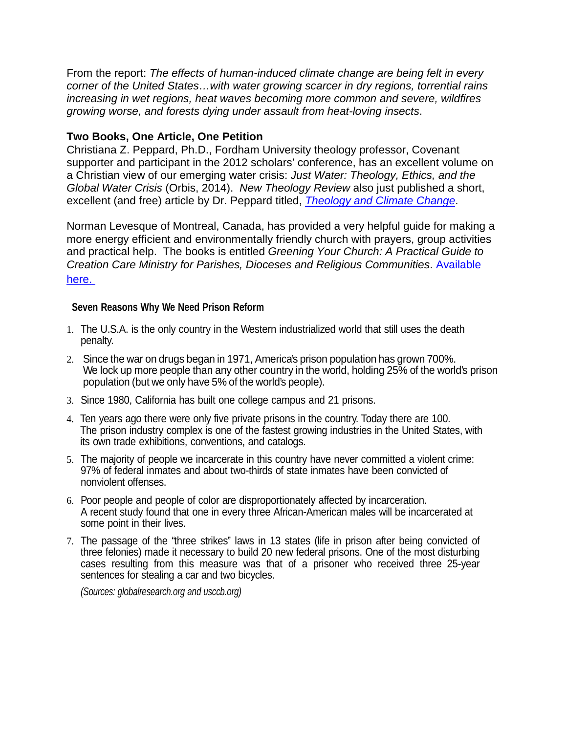From the report: *The effects of human-induced climate change are being felt in every corner of the United States…with water growing scarcer in dry regions, torrential rains increasing in wet regions, heat waves becoming more common and severe, wildfires growing worse, and forests dying under assault from heat-loving insects*.

**Two Books, One Article, One Petition**

Christiana Z. Peppard, Ph.D., Fordham University theology professor, Covenant supporter and participant in the 2012 scholars' conference, has an excellent volume on a Christian view of our emerging water crisis: *Just Water: Theology, Ethics, and the Global Water Crisis* (Orbis, 2014). *New Theology Review* also just published a short, excellent (and free) article by Dr. Peppard titled, *Theology and Climate Change*.

Norman Levesque of Montreal, Canada, has provided a very helpful guide for making a more energy efficient and environmentally friendly church with prayers, group activities and practical help. The books is entitled *Greening Your Church: A Practical Guide to Creation Care Ministry for Parishes, Dioceses and Religious Communities*. Available here.

**Seven Reasons Why We Need Prison Reform**

1. The U.S.A. is the only country in the Western industrialized world that still uses the death penalty.
2. Since the war on drugs began in 1971, America's prison population has grown 700%. We lock up more people than any other country in the world, holding 25% of the world's prison population (but we only have 5% of the world's people).
3. Since 1980, California has built one college campus and 21 prisons.
4. Ten years ago there were only five private prisons in the country. Today there are 100. The prison industry complex is one of the fastest growing industries in the United States, with its own trade exhibitions, conventions, and catalogs.
5. The majority of people we incarcerate in this country have never committed a violent crime: 97% of federal inmates and about two-thirds of state inmates have been convicted of nonviolent offenses.
6. Poor people and people of color are disproportionately affected by incarceration. A recent study found that one in every three African-American males will be incarcerated at some point in their lives.
7. The passage of the "three strikes" laws in 13 states (life in prison after being convicted of three felonies) made it necessary to build 20 new federal prisons. One of the most disturbing cases resulting from this measure was that of a prisoner who received three 25-year sentences for stealing a car and two bicycles.

*(Sources: globalresearch.org and usccb.org)*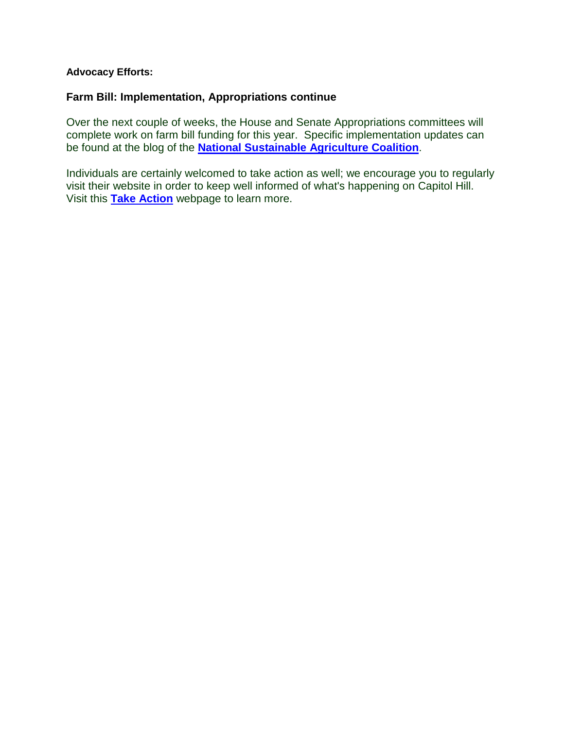**Advocacy Efforts:**

### Farm Bill: Implementation, Appropriations continue

Over the next couple of weeks, the House and Senate Appropriations committees will complete work on farm bill funding for this year. Specific implementation updates can be found at the blog of the **National Sustainable Agriculture Coalition**.

Individuals are certainly welcomed to take action as well; we encourage you to regularly visit their website in order to keep well informed of what's happening on Capitol Hill. Visit this **Take Action** webpage to learn more.